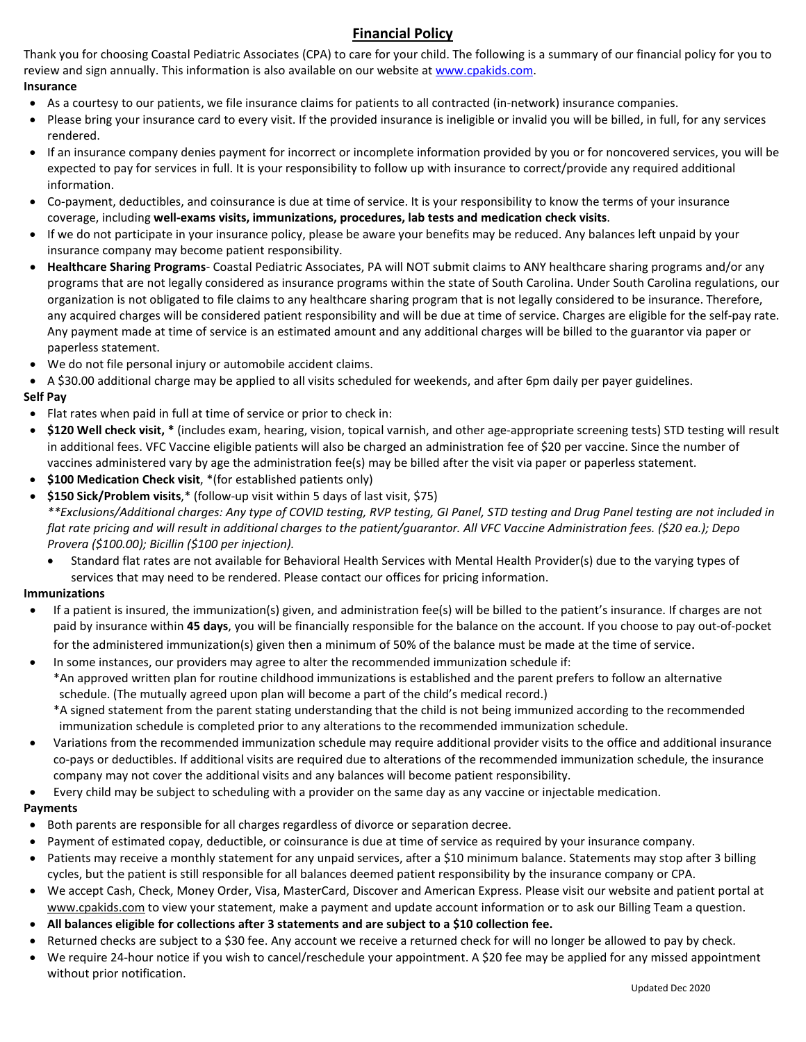# Financial Policy

Thank you for choosing Coastal Pediatric Associates (CPA) to care for your child. The following is a summary of our financial policy for you to review and sign annually. This information is also available on our website at www.cpakids.com.

**Insurance**

- As a courtesy to our patients, we file insurance claims for patients to all contracted (in-network) insurance companies.
- Please bring your insurance card to every visit. If the provided insurance is ineligible or invalid you will be billed, in full, for any services rendered.
- If an insurance company denies payment for incorrect or incomplete information provided by you or for noncovered services, you will be expected to pay for services in full. It is your responsibility to follow up with insurance to correct/provide any required additional information.
- Co-payment, deductibles, and coinsurance is due at time of service. It is your responsibility to know the terms of your insurance coverage, including **well-exams visits, immunizations, procedures, lab tests and medication check visits**.
- If we do not participate in your insurance policy, please be aware your benefits may be reduced. Any balances left unpaid by your insurance company may become patient responsibility.
- **Healthcare Sharing Programs**- Coastal Pediatric Associates, PA will NOT submit claims to ANY healthcare sharing programs and/or any programs that are not legally considered as insurance programs within the state of South Carolina. Under South Carolina regulations, our organization is not obligated to file claims to any healthcare sharing program that is not legally considered to be insurance. Therefore, any acquired charges will be considered patient responsibility and will be due at time of service. Charges are eligible for the self-pay rate. Any payment made at time of service is an estimated amount and any additional charges will be billed to the guarantor via paper or paperless statement.
- We do not file personal injury or automobile accident claims.
- A $30.00 additional charge may be applied to all visits scheduled for weekends, and after 6pm daily per payer guidelines.

**Self Pay**

- Flat rates when paid in full at time of service or prior to check in:
- **$120 Well check visit, *** (includes exam, hearing, vision, topical varnish, and other age-appropriate screening tests) STD testing will result in additional fees. VFC Vaccine eligible patients will also be charged an administration fee of $20 per vaccine. Since the number of vaccines administered vary by age the administration fee(s) may be billed after the visit via paper or paperless statement.
- **$100 Medication Check visit**, *(for established patients only)
- **$150 Sick/Problem visits**,* (follow-up visit within 5 days of last visit, $75)
  *\*\*Exclusions/Additional charges: Any type of COVID testing, RVP testing, GI Panel, STD testing and Drug Panel testing are not included in flat rate pricing and will result in additional charges to the patient/guarantor. All VFC Vaccine Administration fees. ($20 ea.); Depo Provera ($100.00); Bicillin ($100 per injection).*
  - Standard flat rates are not available for Behavioral Health Services with Mental Health Provider(s) due to the varying types of services that may need to be rendered. Please contact our offices for pricing information.

**Immunizations**

- If a patient is insured, the immunization(s) given, and administration fee(s) will be billed to the patient's insurance. If charges are not paid by insurance within **45 days**, you will be financially responsible for the balance on the account. If you choose to pay out-of-pocket for the administered immunization(s) given then a minimum of 50% of the balance must be made at the time of service.
- In some instances, our providers may agree to alter the recommended immunization schedule if:
  *An approved written plan for routine childhood immunizations is established and the parent prefers to follow an alternative schedule. (The mutually agreed upon plan will become a part of the child's medical record.)
  *A signed statement from the parent stating understanding that the child is not being immunized according to the recommended immunization schedule is completed prior to any alterations to the recommended immunization schedule.
- Variations from the recommended immunization schedule may require additional provider visits to the office and additional insurance co-pays or deductibles. If additional visits are required due to alterations of the recommended immunization schedule, the insurance company may not cover the additional visits and any balances will become patient responsibility.
- Every child may be subject to scheduling with a provider on the same day as any vaccine or injectable medication.

**Payments**

- Both parents are responsible for all charges regardless of divorce or separation decree.
- Payment of estimated copay, deductible, or coinsurance is due at time of service as required by your insurance company.
- Patients may receive a monthly statement for any unpaid services, after a $10 minimum balance. Statements may stop after 3 billing cycles, but the patient is still responsible for all balances deemed patient responsibility by the insurance company or CPA.
- We accept Cash, Check, Money Order, Visa, MasterCard, Discover and American Express. Please visit our website and patient portal at www.cpakids.com to view your statement, make a payment and update account information or to ask our Billing Team a question.
- **All balances eligible for collections after 3 statements and are subject to a $10 collection fee.**
- Returned checks are subject to a $30 fee. Any account we receive a returned check for will no longer be allowed to pay by check.
- We require 24-hour notice if you wish to cancel/reschedule your appointment. A $20 fee may be applied for any missed appointment without prior notification.

Updated Dec 2020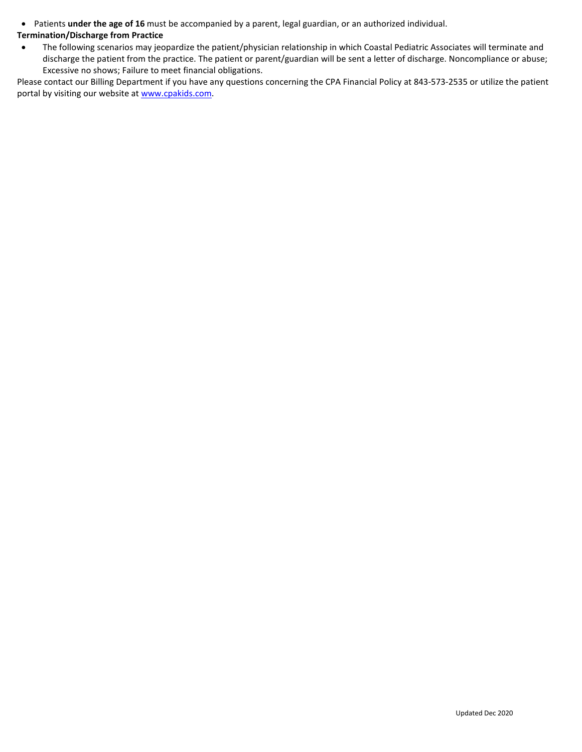- Patients **under the age of 16** must be accompanied by a parent, legal guardian, or an authorized individual.

**Termination/Discharge from Practice**

- The following scenarios may jeopardize the patient/physician relationship in which Coastal Pediatric Associates will terminate and discharge the patient from the practice. The patient or parent/guardian will be sent a letter of discharge. Noncompliance or abuse; Excessive no shows; Failure to meet financial obligations.

Please contact our Billing Department if you have any questions concerning the CPA Financial Policy at 843-573-2535 or utilize the patient portal by visiting our website at [www.cpakids.com](http://www.cpakids.com).

Updated Dec 2020